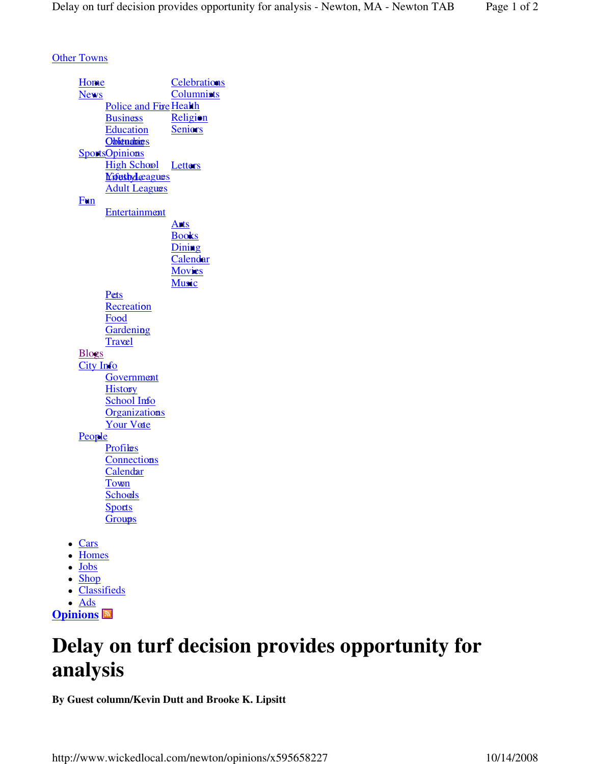Other Towns

- Home
- News
  - Police and Fire
  - Business
  - Education
  - Obituaries
  - Calendar
- Sports
  - High School
  - Youth Leagues
  - Adult Leagues
- Fun
  - Entertainment
    - Arts
    - Books
    - Dining
    - Calendar
    - Movies
    - Music
  - Lifestyle
  - Pets
  - Recreation
  - Food
  - Gardening
  - Travel
- Blogs
- City Info
  - Government
  - History
  - School Info
  - Organizations
  - Your Vote
- People
  - Profiles
  - Connections
  - Calendar
  - Town
  - Schools
  - Sports
  - Groups
- Celebrations
- Columnists
- Health
- Religion
- Seniors
- Opinions
  - Letters

- Cars
- Homes
- Jobs
- Shop
- Classifieds
- Ads

**Opinions**

# Delay on turf decision provides opportunity for analysis

**By Guest column/Kevin Dutt and Brooke K. Lipsitt**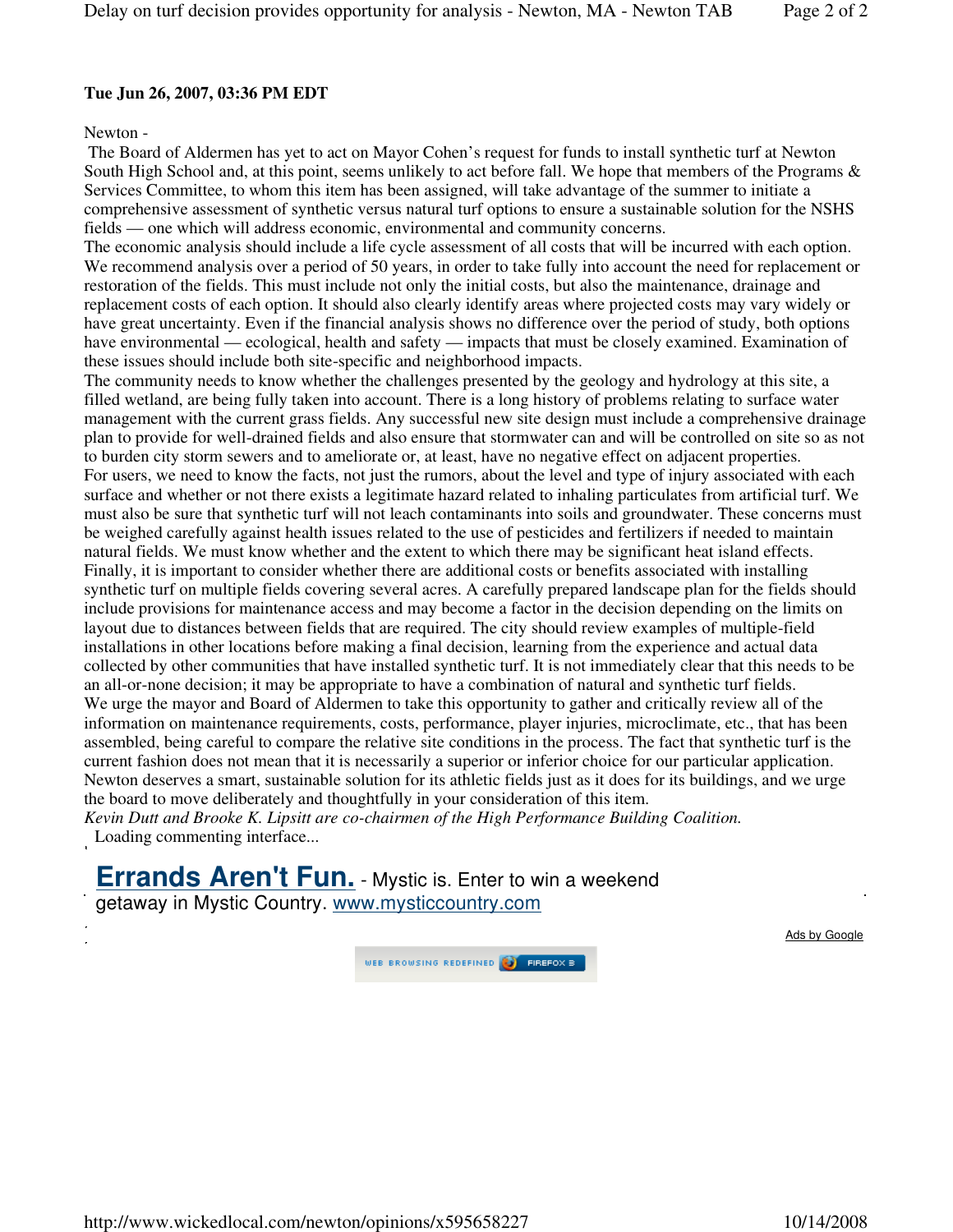**Tue Jun 26, 2007, 03:36 PM EDT**

Newton -

The Board of Aldermen has yet to act on Mayor Cohen's request for funds to install synthetic turf at Newton South High School and, at this point, seems unlikely to act before fall. We hope that members of the Programs & Services Committee, to whom this item has been assigned, will take advantage of the summer to initiate a comprehensive assessment of synthetic versus natural turf options to ensure a sustainable solution for the NSHS fields — one which will address economic, environmental and community concerns.

The economic analysis should include a life cycle assessment of all costs that will be incurred with each option. We recommend analysis over a period of 50 years, in order to take fully into account the need for replacement or restoration of the fields. This must include not only the initial costs, but also the maintenance, drainage and replacement costs of each option. It should also clearly identify areas where projected costs may vary widely or have great uncertainty. Even if the financial analysis shows no difference over the period of study, both options have environmental — ecological, health and safety — impacts that must be closely examined. Examination of these issues should include both site-specific and neighborhood impacts.

The community needs to know whether the challenges presented by the geology and hydrology at this site, a filled wetland, are being fully taken into account. There is a long history of problems relating to surface water management with the current grass fields. Any successful new site design must include a comprehensive drainage plan to provide for well-drained fields and also ensure that stormwater can and will be controlled on site so as not to burden city storm sewers and to ameliorate or, at least, have no negative effect on adjacent properties.

For users, we need to know the facts, not just the rumors, about the level and type of injury associated with each surface and whether or not there exists a legitimate hazard related to inhaling particulates from artificial turf. We must also be sure that synthetic turf will not leach contaminants into soils and groundwater. These concerns must be weighed carefully against health issues related to the use of pesticides and fertilizers if needed to maintain natural fields. We must know whether and the extent to which there may be significant heat island effects.

Finally, it is important to consider whether there are additional costs or benefits associated with installing synthetic turf on multiple fields covering several acres. A carefully prepared landscape plan for the fields should include provisions for maintenance access and may become a factor in the decision depending on the limits on layout due to distances between fields that are required. The city should review examples of multiple-field installations in other locations before making a final decision, learning from the experience and actual data collected by other communities that have installed synthetic turf. It is not immediately clear that this needs to be an all-or-none decision; it may be appropriate to have a combination of natural and synthetic turf fields.

We urge the mayor and Board of Aldermen to take this opportunity to gather and critically review all of the information on maintenance requirements, costs, performance, player injuries, microclimate, etc., that has been assembled, being careful to compare the relative site conditions in the process. The fact that synthetic turf is the current fashion does not mean that it is necessarily a superior or inferior choice for our particular application. Newton deserves a smart, sustainable solution for its athletic fields just as it does for its buildings, and we urge the board to move deliberately and thoughtfully in your consideration of this item.

*Kevin Dutt and Brooke K. Lipsitt are co-chairmen of the High Performance Building Coalition.*

Loading commenting interface...

**Errands Aren't Fun.** - Mystic is. Enter to win a weekend getaway in Mystic Country. www.mysticcountry.com

Ads by Google

WEB BROWSING REDEFINED FIREFOX 3